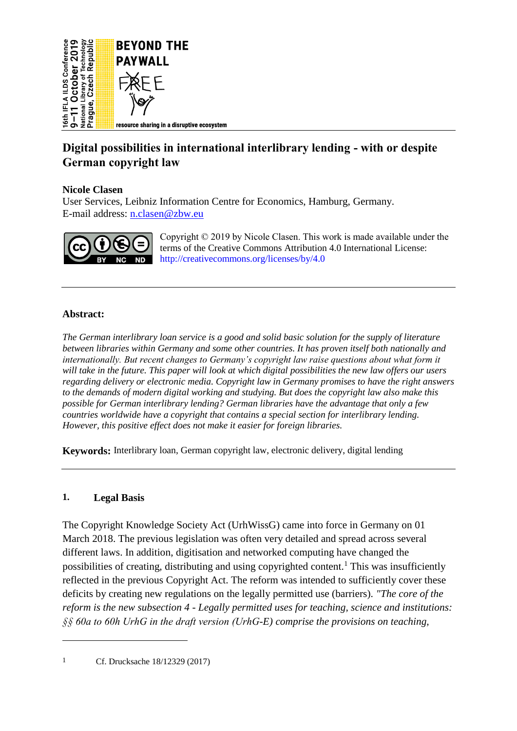16th IFLA ILDS Conference
9–11 October 2019
National Library of Technology
Prague, Czech Republic

**BEYOND THE PAYWALL**

**FREE**

**resource sharing in a disruptive ecosystem**

# Digital possibilities in international interlibrary lending - with or despite German copyright law

**Nicole Clasen**
User Services, Leibniz Information Centre for Economics, Hamburg, Germany.
E-mail address: n.clasen@zbw.eu

Copyright © 2019 by Nicole Clasen. This work is made available under the terms of the Creative Commons Attribution 4.0 International License: http://creativecommons.org/licenses/by/4.0

---

**Abstract:**

*The German interlibrary loan service is a good and solid basic solution for the supply of literature between libraries within Germany and some other countries. It has proven itself both nationally and internationally. But recent changes to Germany's copyright law raise questions about what form it will take in the future. This paper will look at which digital possibilities the new law offers our users regarding delivery or electronic media. Copyright law in Germany promises to have the right answers to the demands of modern digital working and studying. But does the copyright law also make this possible for German interlibrary lending? German libraries have the advantage that only a few countries worldwide have a copyright that contains a special section for interlibrary lending. However, this positive effect does not make it easier for foreign libraries.*

**Keywords:** Interlibrary loan, German copyright law, electronic delivery, digital lending

---

## 1. Legal Basis

The Copyright Knowledge Society Act (UrhWissG) came into force in Germany on 01 March 2018. The previous legislation was often very detailed and spread across several different laws. In addition, digitisation and networked computing have changed the possibilities of creating, distributing and using copyrighted content.[1] This was insufficiently reflected in the previous Copyright Act. The reform was intended to sufficiently cover these deficits by creating new regulations on the legally permitted use (barriers). *"The core of the reform is the new subsection 4 - Legally permitted uses for teaching, science and institutions: §§ 60a to 60h UrhG in the draft version (UrhG-E) comprise the provisions on teaching,*

[1] Cf. Drucksache 18/12329 (2017)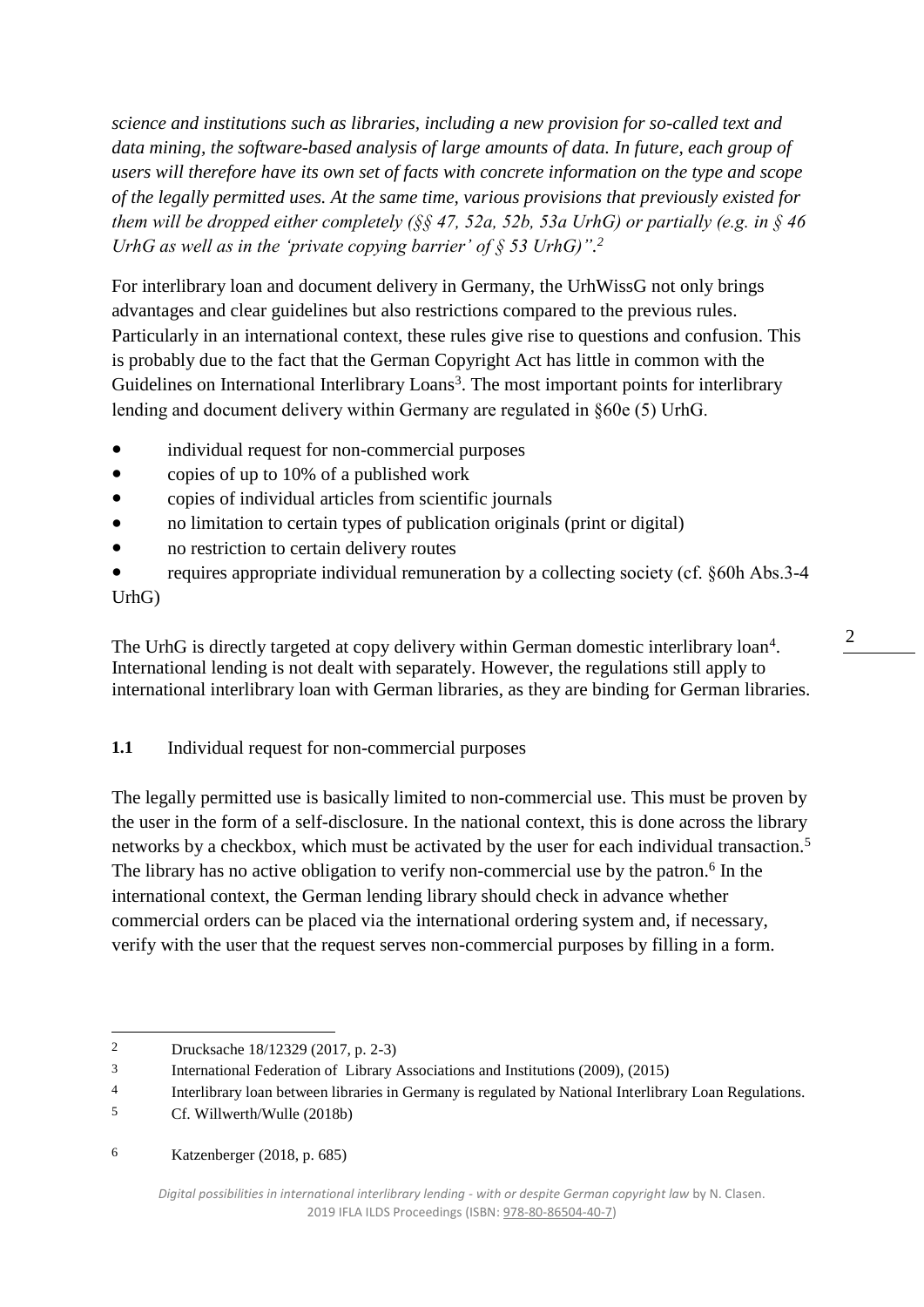*science and institutions such as libraries, including a new provision for so-called text and data mining, the software-based analysis of large amounts of data. In future, each group of users will therefore have its own set of facts with concrete information on the type and scope of the legally permitted uses. At the same time, various provisions that previously existed for them will be dropped either completely (§§ 47, 52a, 52b, 53a UrhG) or partially (e.g. in § 46 UrhG as well as in the 'private copying barrier' of § 53 UrhG)".*[2]

For interlibrary loan and document delivery in Germany, the UrhWissG not only brings advantages and clear guidelines but also restrictions compared to the previous rules. Particularly in an international context, these rules give rise to questions and confusion. This is probably due to the fact that the German Copyright Act has little in common with the Guidelines on International Interlibrary Loans[3]. The most important points for interlibrary lending and document delivery within Germany are regulated in §60e (5) UrhG.

- individual request for non-commercial purposes
- copies of up to 10% of a published work
- copies of individual articles from scientific journals
- no limitation to certain types of publication originals (print or digital)
- no restriction to certain delivery routes
- requires appropriate individual remuneration by a collecting society (cf. §60h Abs.3-4 UrhG)

The UrhG is directly targeted at copy delivery within German domestic interlibrary loan[4]. International lending is not dealt with separately. However, the regulations still apply to international interlibrary loan with German libraries, as they are binding for German libraries.

### 1.1 Individual request for non-commercial purposes

The legally permitted use is basically limited to non-commercial use. This must be proven by the user in the form of a self-disclosure. In the national context, this is done across the library networks by a checkbox, which must be activated by the user for each individual transaction.[5] The library has no active obligation to verify non-commercial use by the patron.[6] In the international context, the German lending library should check in advance whether commercial orders can be placed via the international ordering system and, if necessary, verify with the user that the request serves non-commercial purposes by filling in a form.

---

2 Drucksache 18/12329 (2017, p. 2-3)

3 International Federation of Library Associations and Institutions (2009), (2015)

4 Interlibrary loan between libraries in Germany is regulated by National Interlibrary Loan Regulations.

5 Cf. Willwerth/Wulle (2018b)

6 Katzenberger (2018, p. 685)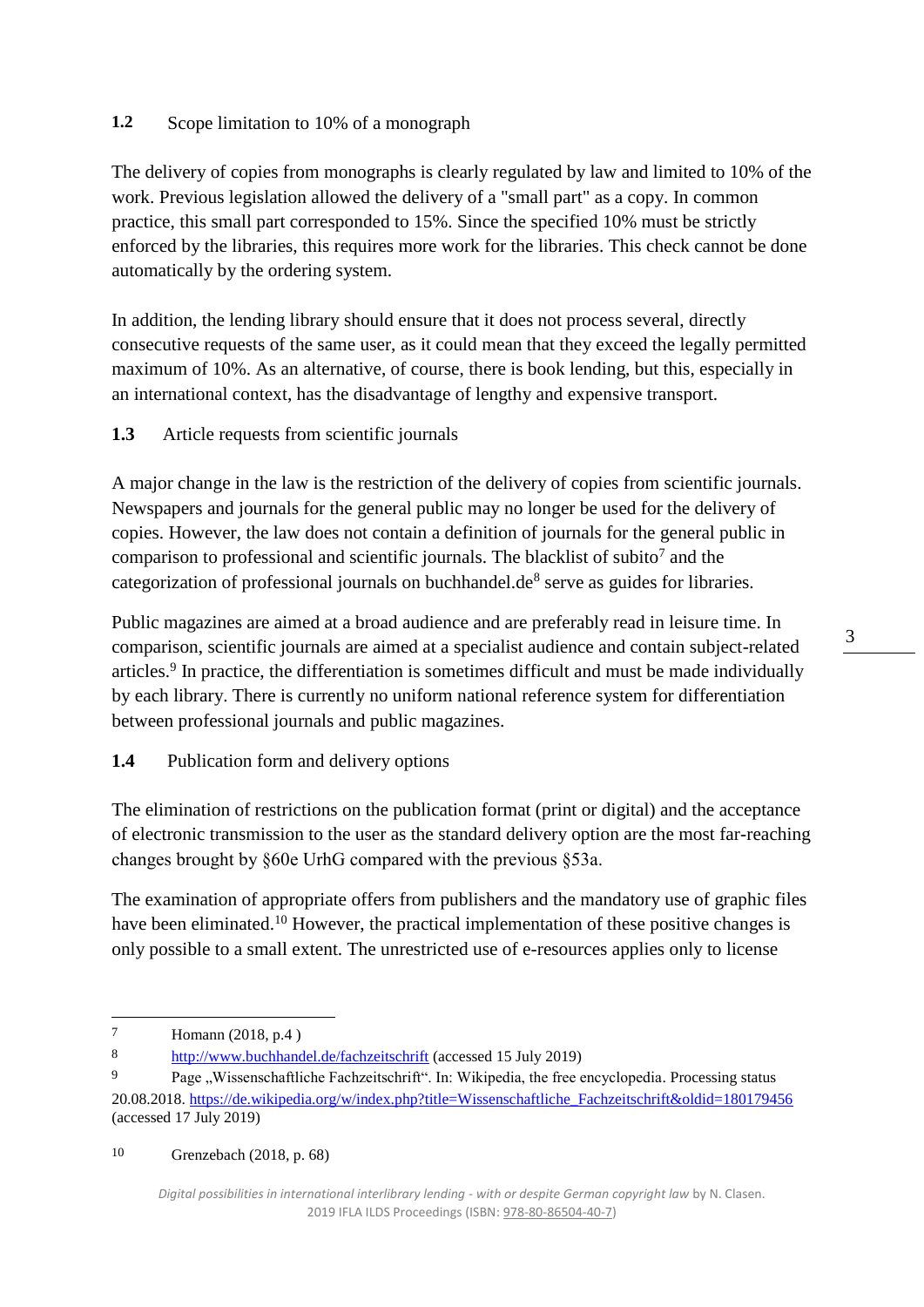### 1.2 Scope limitation to 10% of a monograph

The delivery of copies from monographs is clearly regulated by law and limited to 10% of the work. Previous legislation allowed the delivery of a "small part" as a copy. In common practice, this small part corresponded to 15%. Since the specified 10% must be strictly enforced by the libraries, this requires more work for the libraries. This check cannot be done automatically by the ordering system.

In addition, the lending library should ensure that it does not process several, directly consecutive requests of the same user, as it could mean that they exceed the legally permitted maximum of 10%. As an alternative, of course, there is book lending, but this, especially in an international context, has the disadvantage of lengthy and expensive transport.

### 1.3 Article requests from scientific journals

A major change in the law is the restriction of the delivery of copies from scientific journals. Newspapers and journals for the general public may no longer be used for the delivery of copies. However, the law does not contain a definition of journals for the general public in comparison to professional and scientific journals. The blacklist of subito[7] and the categorization of professional journals on buchhandel.de[8] serve as guides for libraries.

Public magazines are aimed at a broad audience and are preferably read in leisure time. In comparison, scientific journals are aimed at a specialist audience and contain subject-related articles.[9] In practice, the differentiation is sometimes difficult and must be made individually by each library. There is currently no uniform national reference system for differentiation between professional journals and public magazines.

### 1.4 Publication form and delivery options

The elimination of restrictions on the publication format (print or digital) and the acceptance of electronic transmission to the user as the standard delivery option are the most far-reaching changes brought by §60e UrhG compared with the previous §53a.

The examination of appropriate offers from publishers and the mandatory use of graphic files have been eliminated.[10] However, the practical implementation of these positive changes is only possible to a small extent. The unrestricted use of e-resources applies only to license

---

7 Homann (2018, p.4 )

8 http://www.buchhandel.de/fachzeitschrift (accessed 15 July 2019)

9 Page „Wissenschaftliche Fachzeitschrift“. In: Wikipedia, the free encyclopedia. Processing status 20.08.2018. https://de.wikipedia.org/w/index.php?title=Wissenschaftliche_Fachzeitschrift&oldid=180179456 (accessed 17 July 2019)

10 Grenzebach (2018, p. 68)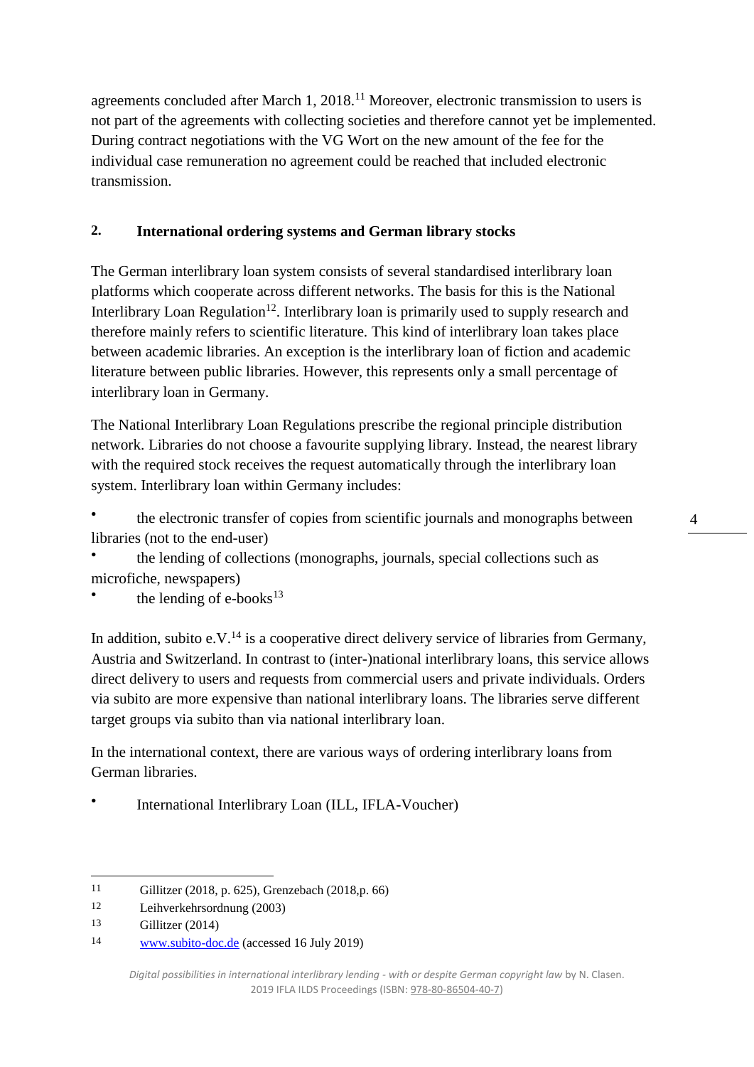agreements concluded after March 1, 2018.[11] Moreover, electronic transmission to users is not part of the agreements with collecting societies and therefore cannot yet be implemented. During contract negotiations with the VG Wort on the new amount of the fee for the individual case remuneration no agreement could be reached that included electronic transmission.

## 2. International ordering systems and German library stocks

The German interlibrary loan system consists of several standardised interlibrary loan platforms which cooperate across different networks. The basis for this is the National Interlibrary Loan Regulation[12]. Interlibrary loan is primarily used to supply research and therefore mainly refers to scientific literature. This kind of interlibrary loan takes place between academic libraries. An exception is the interlibrary loan of fiction and academic literature between public libraries. However, this represents only a small percentage of interlibrary loan in Germany.

The National Interlibrary Loan Regulations prescribe the regional principle distribution network. Libraries do not choose a favourite supplying library. Instead, the nearest library with the required stock receives the request automatically through the interlibrary loan system. Interlibrary loan within Germany includes:

- the electronic transfer of copies from scientific journals and monographs between libraries (not to the end-user)
- the lending of collections (monographs, journals, special collections such as microfiche, newspapers)
- the lending of e-books[13]

In addition, subito e.V.[14] is a cooperative direct delivery service of libraries from Germany, Austria and Switzerland. In contrast to (inter-)national interlibrary loans, this service allows direct delivery to users and requests from commercial users and private individuals. Orders via subito are more expensive than national interlibrary loans. The libraries serve different target groups via subito than via national interlibrary loan.

In the international context, there are various ways of ordering interlibrary loans from German libraries.

- International Interlibrary Loan (ILL, IFLA-Voucher)

---

11 Gillitzer (2018, p. 625), Grenzebach (2018,p. 66)

12 Leihverkehrsordnung (2003)

13 Gillitzer (2014)

14 www.subito-doc.de (accessed 16 July 2019)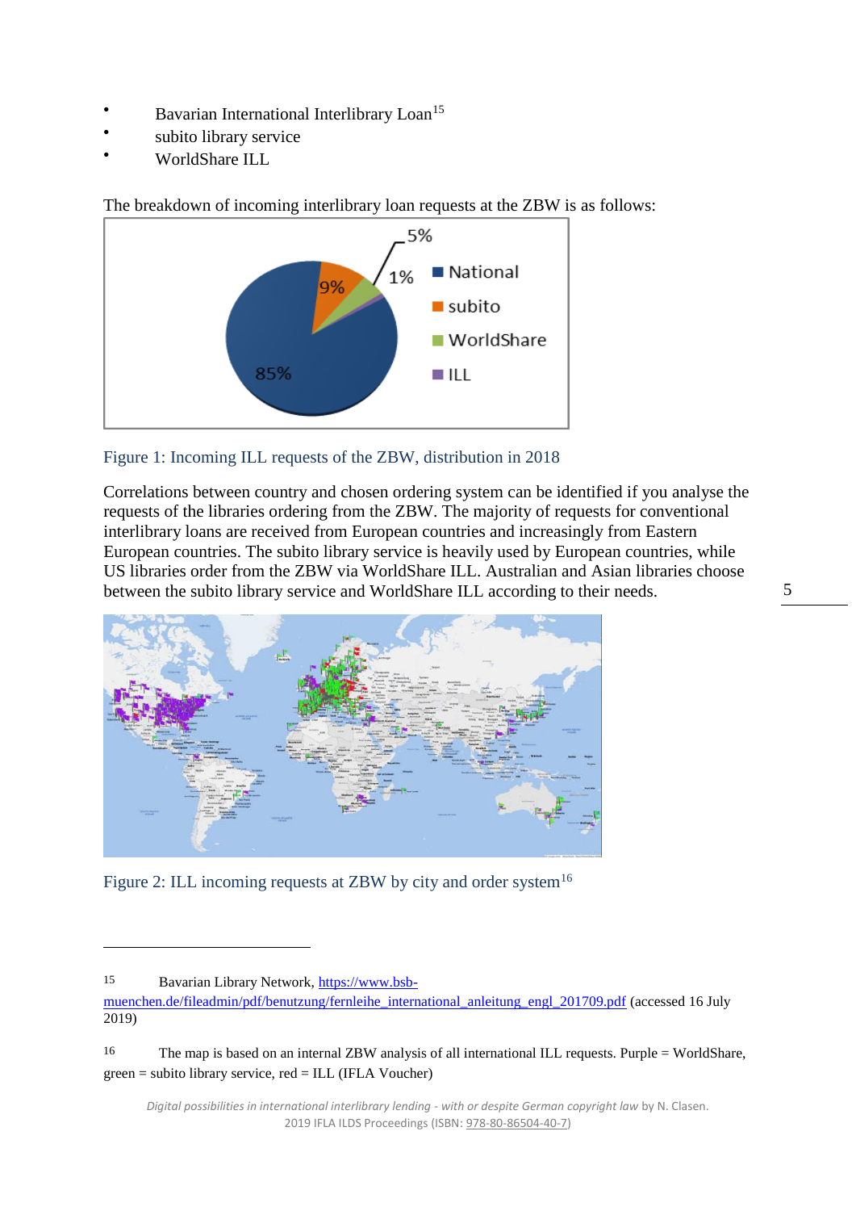- Bavarian International Interlibrary Loan[15]
- subito library service
- WorldShare ILL

The breakdown of incoming interlibrary loan requests at the ZBW is as follows:

Figure 1: Incoming ILL requests of the ZBW, distribution in 2018

Correlations between country and chosen ordering system can be identified if you analyse the requests of the libraries ordering from the ZBW. The majority of requests for conventional interlibrary loans are received from European countries and increasingly from Eastern European countries. The subito library service is heavily used by European countries, while US libraries order from the ZBW via WorldShare ILL. Australian and Asian libraries choose between the subito library service and WorldShare ILL according to their needs.

Figure 2: ILL incoming requests at ZBW by city and order system[16]

---

15 Bavarian Library Network, https://www.bsb-muenchen.de/fileadmin/pdf/benutzung/fernleihe_international_anleitung_engl_201709.pdf (accessed 16 July 2019)

16 The map is based on an internal ZBW analysis of all international ILL requests. Purple = WorldShare, green = subito library service, red = ILL (IFLA Voucher)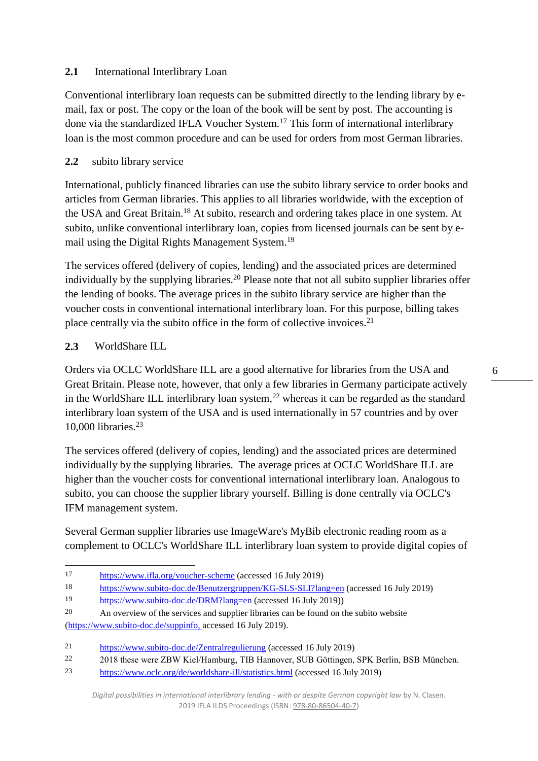### 2.1 International Interlibrary Loan

Conventional interlibrary loan requests can be submitted directly to the lending library by e-mail, fax or post. The copy or the loan of the book will be sent by post. The accounting is done via the standardized IFLA Voucher System.[17] This form of international interlibrary loan is the most common procedure and can be used for orders from most German libraries.

### 2.2 subito library service

International, publicly financed libraries can use the subito library service to order books and articles from German libraries. This applies to all libraries worldwide, with the exception of the USA and Great Britain.[18] At subito, research and ordering takes place in one system. At subito, unlike conventional interlibrary loan, copies from licensed journals can be sent by e-mail using the Digital Rights Management System.[19]

The services offered (delivery of copies, lending) and the associated prices are determined individually by the supplying libraries.[20] Please note that not all subito supplier libraries offer the lending of books. The average prices in the subito library service are higher than the voucher costs in conventional international interlibrary loan. For this purpose, billing takes place centrally via the subito office in the form of collective invoices.[21]

### 2.3 WorldShare ILL

Orders via OCLC WorldShare ILL are a good alternative for libraries from the USA and Great Britain. Please note, however, that only a few libraries in Germany participate actively in the WorldShare ILL interlibrary loan system,[22] whereas it can be regarded as the standard interlibrary loan system of the USA and is used internationally in 57 countries and by over 10,000 libraries.[23]

The services offered (delivery of copies, lending) and the associated prices are determined individually by the supplying libraries. The average prices at OCLC WorldShare ILL are higher than the voucher costs for conventional international interlibrary loan. Analogous to subito, you can choose the supplier library yourself. Billing is done centrally via OCLC's IFM management system.

Several German supplier libraries use ImageWare's MyBib electronic reading room as a complement to OCLC's WorldShare ILL interlibrary loan system to provide digital copies of

---

17 https://www.ifla.org/voucher-scheme (accessed 16 July 2019)

18 https://www.subito-doc.de/Benutzergruppen/KG-SLS-SLI?lang=en (accessed 16 July 2019)

19 https://www.subito-doc.de/DRM?lang=en (accessed 16 July 2019))

20 An overview of the services and supplier libraries can be found on the subito website (https://www.subito-doc.de/suppinfo, accessed 16 July 2019).

21 https://www.subito-doc.de/Zentralregulierung (accessed 16 July 2019)

22 2018 these were ZBW Kiel/Hamburg, TIB Hannover, SUB Göttingen, SPK Berlin, BSB München.

23 https://www.oclc.org/de/worldshare-ill/statistics.html (accessed 16 July 2019)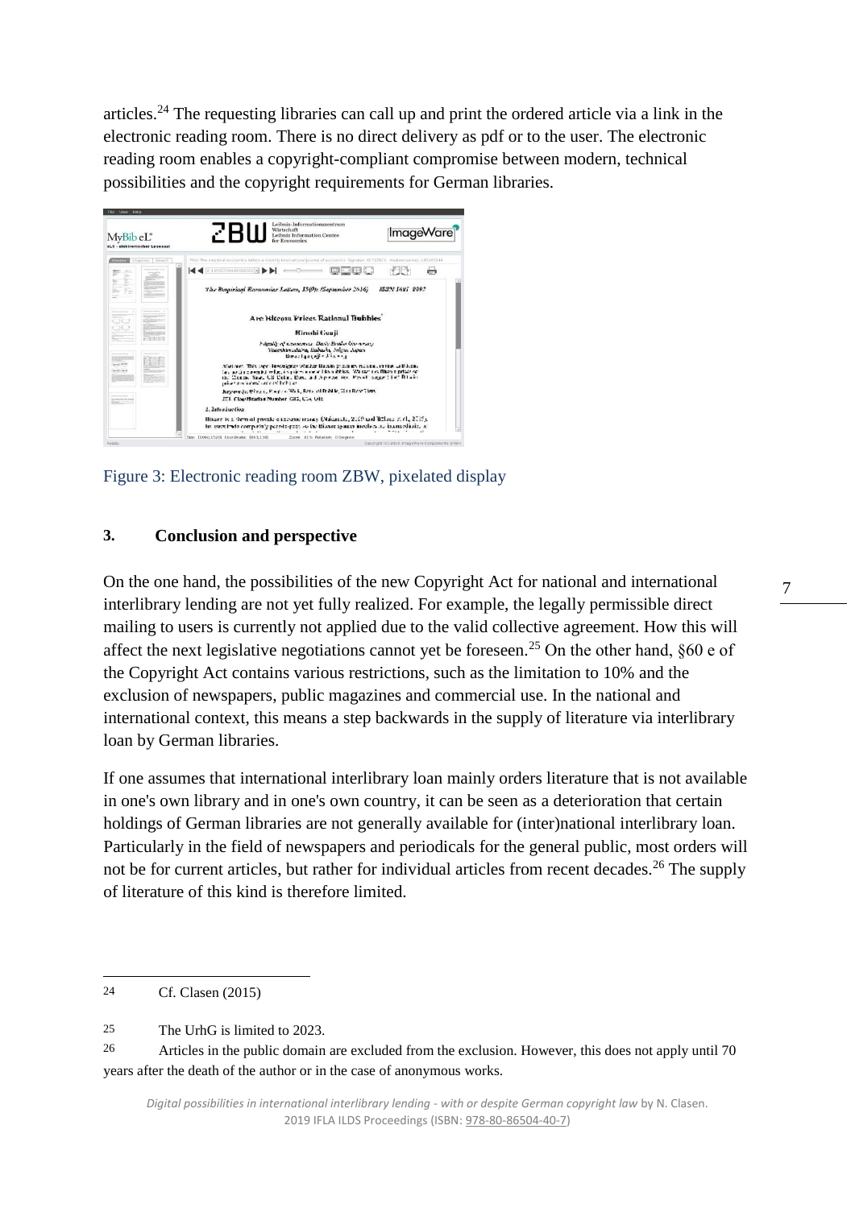articles.[24] The requesting libraries can call up and print the ordered article via a link in the electronic reading room. There is no direct delivery as pdf or to the user. The electronic reading room enables a copyright-compliant compromise between modern, technical possibilities and the copyright requirements for German libraries.

Figure 3: Electronic reading room ZBW, pixelated display

## 3. Conclusion and perspective

On the one hand, the possibilities of the new Copyright Act for national and international interlibrary lending are not yet fully realized. For example, the legally permissible direct mailing to users is currently not applied due to the valid collective agreement. How this will affect the next legislative negotiations cannot yet be foreseen.[25] On the other hand, §60 e of the Copyright Act contains various restrictions, such as the limitation to 10% and the exclusion of newspapers, public magazines and commercial use. In the national and international context, this means a step backwards in the supply of literature via interlibrary loan by German libraries.

If one assumes that international interlibrary loan mainly orders literature that is not available in one's own library and in one's own country, it can be seen as a deterioration that certain holdings of German libraries are not generally available for (inter)national interlibrary loan. Particularly in the field of newspapers and periodicals for the general public, most orders will not be for current articles, but rather for individual articles from recent decades.[26] The supply of literature of this kind is therefore limited.

---

24 Cf. Clasen (2015)

25 The UrhG is limited to 2023.

26 Articles in the public domain are excluded from the exclusion. However, this does not apply until 70 years after the death of the author or in the case of anonymous works.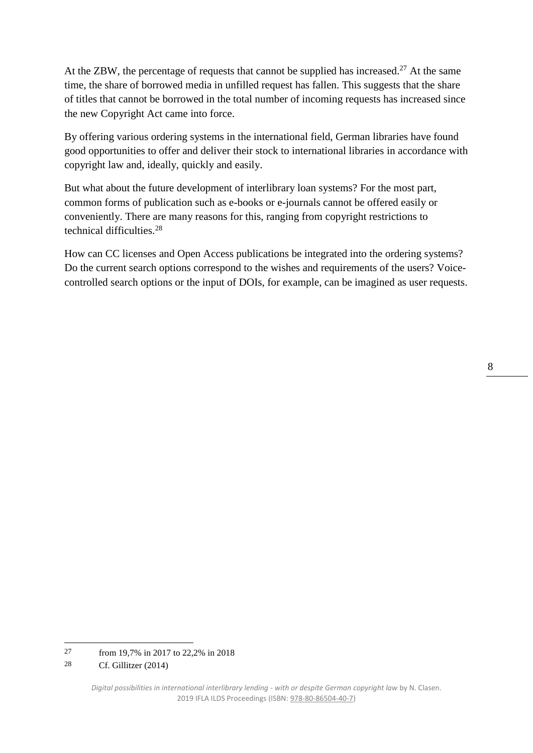At the ZBW, the percentage of requests that cannot be supplied has increased.[27] At the same time, the share of borrowed media in unfilled request has fallen. This suggests that the share of titles that cannot be borrowed in the total number of incoming requests has increased since the new Copyright Act came into force.

By offering various ordering systems in the international field, German libraries have found good opportunities to offer and deliver their stock to international libraries in accordance with copyright law and, ideally, quickly and easily.

But what about the future development of interlibrary loan systems? For the most part, common forms of publication such as e-books or e-journals cannot be offered easily or conveniently. There are many reasons for this, ranging from copyright restrictions to technical difficulties.[28]

How can CC licenses and Open Access publications be integrated into the ordering systems? Do the current search options correspond to the wishes and requirements of the users? Voice-controlled search options or the input of DOIs, for example, can be imagined as user requests.

---

27 from 19,7% in 2017 to 22,2% in 2018

28 Cf. Gillitzer (2014)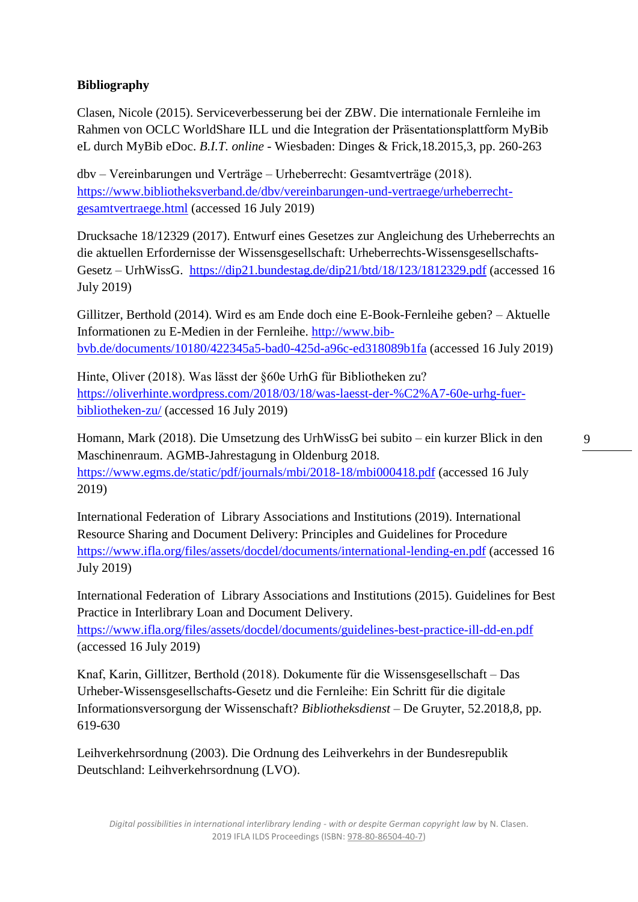**Bibliography**

Clasen, Nicole (2015). Serviceverbesserung bei der ZBW. Die internationale Fernleihe im Rahmen von OCLC WorldShare ILL und die Integration der Präsentationsplattform MyBib eL durch MyBib eDoc. *B.I.T. online* - Wiesbaden: Dinges & Frick,18.2015,3, pp. 260-263

dbv – Vereinbarungen und Verträge – Urheberrecht: Gesamtverträge (2018). https://www.bibliotheksverband.de/dbv/vereinbarungen-und-vertraege/urheberrecht-gesamtvertraege.html (accessed 16 July 2019)

Drucksache 18/12329 (2017). Entwurf eines Gesetzes zur Angleichung des Urheberrechts an die aktuellen Erfordernisse der Wissensgesellschaft: Urheberrechts-Wissensgesellschafts-Gesetz – UrhWissG. https://dip21.bundestag.de/dip21/btd/18/123/1812329.pdf (accessed 16 July 2019)

Gillitzer, Berthold (2014). Wird es am Ende doch eine E-Book-Fernleihe geben? – Aktuelle Informationen zu E-Medien in der Fernleihe. http://www.bib-bvb.de/documents/10180/422345a5-bad0-425d-a96c-ed318089b1fa (accessed 16 July 2019)

Hinte, Oliver (2018). Was lässt der §60e UrhG für Bibliotheken zu? https://oliverhinte.wordpress.com/2018/03/18/was-laesst-der-%C2%A7-60e-urhg-fuer-bibliotheken-zu/ (accessed 16 July 2019)

Homann, Mark (2018). Die Umsetzung des UrhWissG bei subito – ein kurzer Blick in den Maschinenraum. AGMB-Jahrestagung in Oldenburg 2018. https://www.egms.de/static/pdf/journals/mbi/2018-18/mbi000418.pdf (accessed 16 July 2019)

International Federation of Library Associations and Institutions (2019). International Resource Sharing and Document Delivery: Principles and Guidelines for Procedure https://www.ifla.org/files/assets/docdel/documents/international-lending-en.pdf (accessed 16 July 2019)

International Federation of Library Associations and Institutions (2015). Guidelines for Best Practice in Interlibrary Loan and Document Delivery. https://www.ifla.org/files/assets/docdel/documents/guidelines-best-practice-ill-dd-en.pdf (accessed 16 July 2019)

Knaf, Karin, Gillitzer, Berthold (2018). Dokumente für die Wissensgesellschaft – Das Urheber-Wissensgesellschafts-Gesetz und die Fernleihe: Ein Schritt für die digitale Informationsversorgung der Wissenschaft? *Bibliotheksdienst* – De Gruyter, 52.2018,8, pp. 619-630

Leihverkehrsordnung (2003). Die Ordnung des Leihverkehrs in der Bundesrepublik Deutschland: Leihverkehrsordnung (LVO).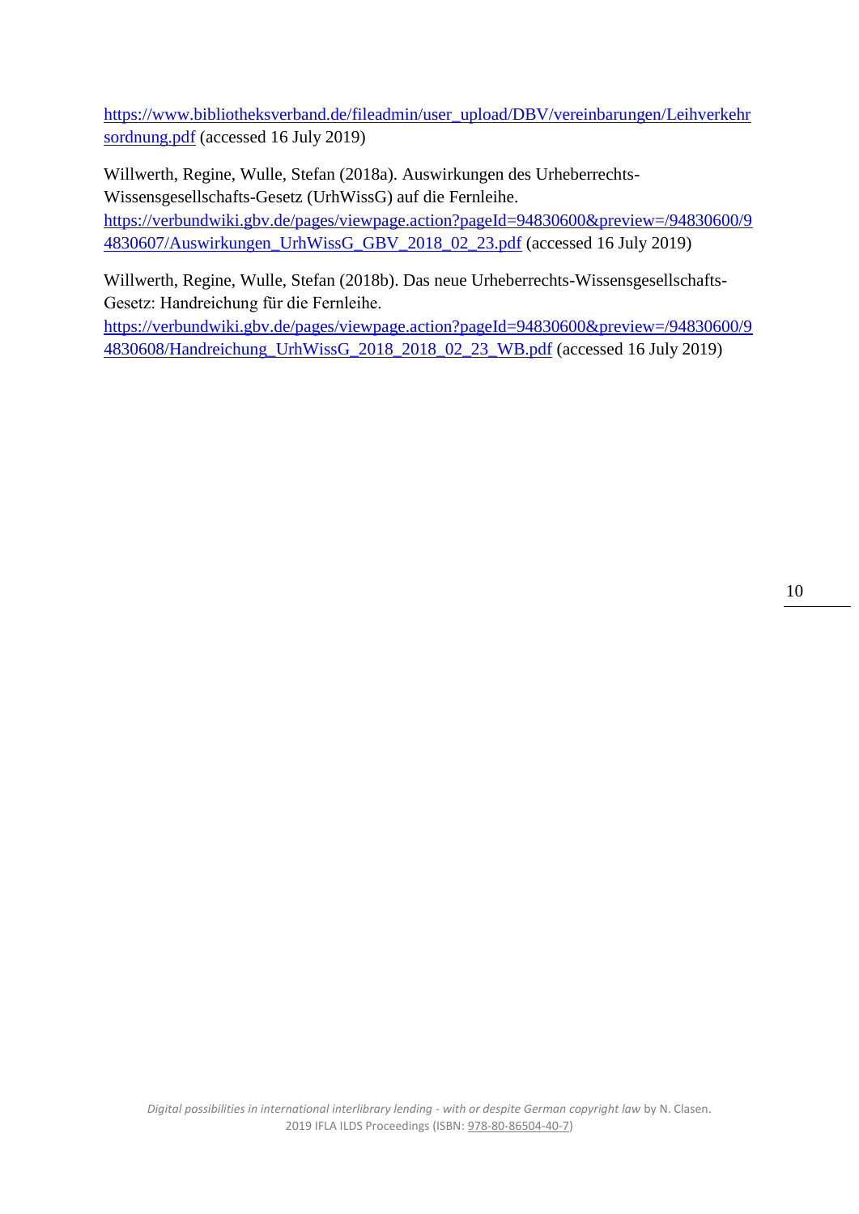https://www.bibliotheksverband.de/fileadmin/user_upload/DBV/vereinbarungen/Leihverkehrsordnung.pdf (accessed 16 July 2019)

Willwerth, Regine, Wulle, Stefan (2018a). Auswirkungen des Urheberrechts-Wissensgesellschafts-Gesetz (UrhWissG) auf die Fernleihe. https://verbundwiki.gbv.de/pages/viewpage.action?pageId=94830600&preview=/94830600/94830607/Auswirkungen_UrhWissG_GBV_2018_02_23.pdf (accessed 16 July 2019)

Willwerth, Regine, Wulle, Stefan (2018b). Das neue Urheberrechts-Wissensgesellschafts-Gesetz: Handreichung für die Fernleihe. https://verbundwiki.gbv.de/pages/viewpage.action?pageId=94830600&preview=/94830600/94830608/Handreichung_UrhWissG_2018_2018_02_23_WB.pdf (accessed 16 July 2019)